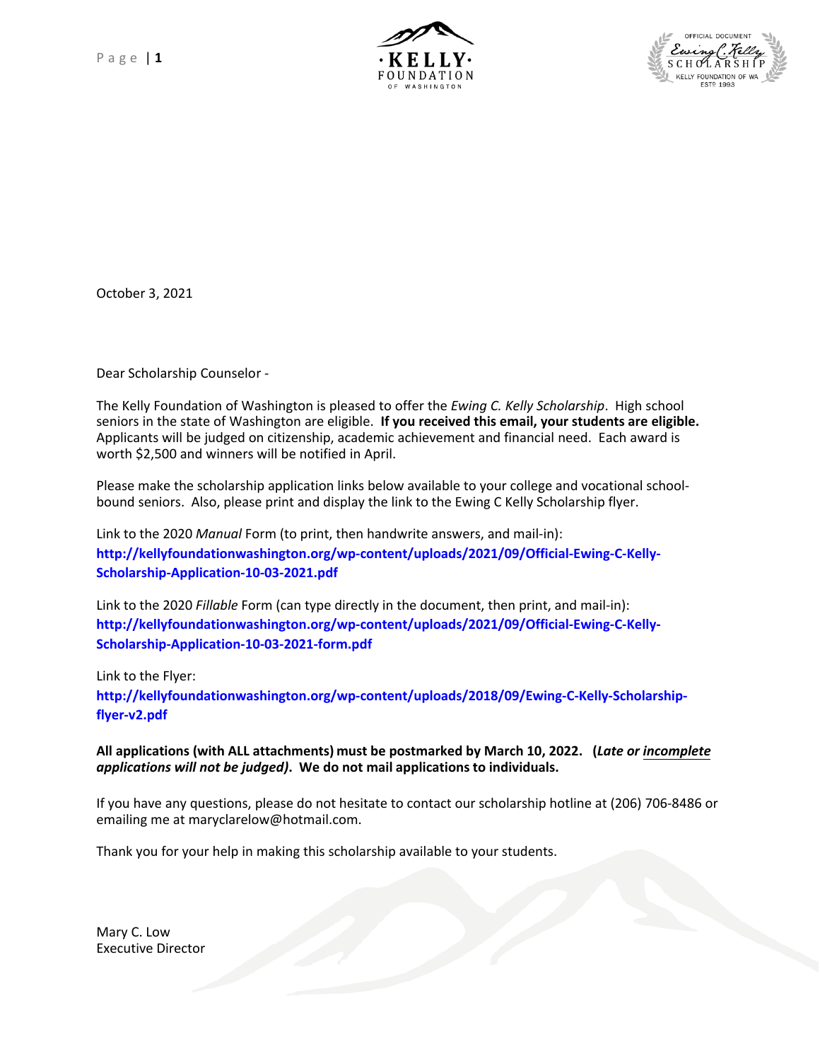October 3, 2021

Dear Scholarship Counselor -

The Kelly Foundation of Washington is pleased to offer the *Ewing C. Kelly Scholarship*. High school seniors in the state of Washington are eligible. **If you received this email, your students are eligible.** Applicants will be judged on citizenship, academic achievement and financial need. Each award is worth $2,500 and winners will be notified in April.

Please make the scholarship application links below available to your college and vocational school-bound seniors. Also, please print and display the link to the Ewing C Kelly Scholarship flyer.

Link to the 2020 *Manual* Form (to print, then handwrite answers, and mail-in):
**http://kellyfoundationwashington.org/wp-content/uploads/2021/09/Official-Ewing-C-Kelly-Scholarship-Application-10-03-2021.pdf**

Link to the 2020 *Fillable* Form (can type directly in the document, then print, and mail-in):
**http://kellyfoundationwashington.org/wp-content/uploads/2021/09/Official-Ewing-C-Kelly-Scholarship-Application-10-03-2021-form.pdf**

Link to the Flyer:
**http://kellyfoundationwashington.org/wp-content/uploads/2018/09/Ewing-C-Kelly-Scholarship-flyer-v2.pdf**

**All applications (with ALL attachments) must be postmarked by March 10, 2022. (*Late or incomplete applications will not be judged)*. We do not mail applications to individuals.**

If you have any questions, please do not hesitate to contact our scholarship hotline at (206) 706-8486 or emailing me at maryclarelow@hotmail.com.

Thank you for your help in making this scholarship available to your students.

Mary C. Low
Executive Director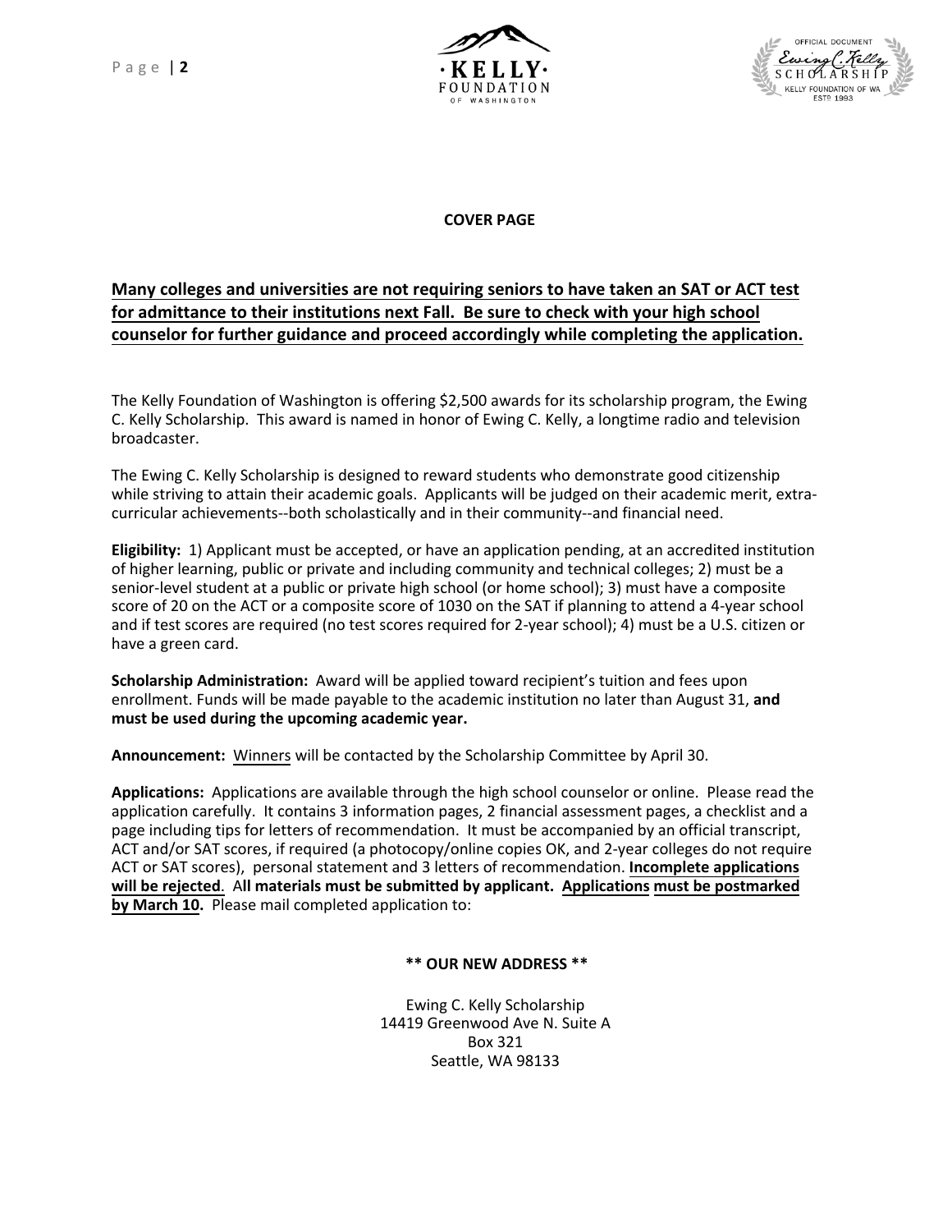# COVER PAGE

**Many colleges and universities are not requiring seniors to have taken an SAT or ACT test for admittance to their institutions next Fall. Be sure to check with your high school counselor for further guidance and proceed accordingly while completing the application.**

The Kelly Foundation of Washington is offering $2,500 awards for its scholarship program, the Ewing C. Kelly Scholarship. This award is named in honor of Ewing C. Kelly, a longtime radio and television broadcaster.

The Ewing C. Kelly Scholarship is designed to reward students who demonstrate good citizenship while striving to attain their academic goals. Applicants will be judged on their academic merit, extra-curricular achievements--both scholastically and in their community--and financial need.

**Eligibility:** 1) Applicant must be accepted, or have an application pending, at an accredited institution of higher learning, public or private and including community and technical colleges; 2) must be a senior-level student at a public or private high school (or home school); 3) must have a composite score of 20 on the ACT or a composite score of 1030 on the SAT if planning to attend a 4-year school and if test scores are required (no test scores required for 2-year school); 4) must be a U.S. citizen or have a green card.

**Scholarship Administration:** Award will be applied toward recipient's tuition and fees upon enrollment. Funds will be made payable to the academic institution no later than August 31, **and must be used during the upcoming academic year.**

**Announcement:** Winners will be contacted by the Scholarship Committee by April 30.

**Applications:** Applications are available through the high school counselor or online. Please read the application carefully. It contains 3 information pages, 2 financial assessment pages, a checklist and a page including tips for letters of recommendation. It must be accompanied by an official transcript, ACT and/or SAT scores, if required (a photocopy/online copies OK, and 2-year colleges do not require ACT or SAT scores), personal statement and 3 letters of recommendation. **Incomplete applications will be rejected**. **All materials must be submitted by applicant. Applications must be postmarked by March 10.** Please mail completed application to:

**\*\* OUR NEW ADDRESS \*\***

Ewing C. Kelly Scholarship
14419 Greenwood Ave N. Suite A
Box 321
Seattle, WA 98133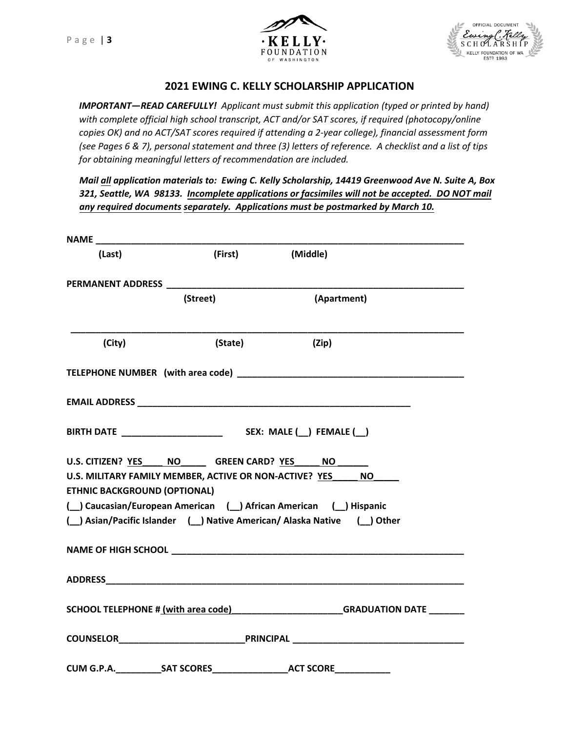## 2021 EWING C. KELLY SCHOLARSHIP APPLICATION

***IMPORTANT—READ CAREFULLY!*** *Applicant must submit this application (typed or printed by hand) with complete official high school transcript, ACT and/or SAT scores, if required (photocopy/online copies OK) and no ACT/SAT scores required if attending a 2-year college), financial assessment form (see Pages 6 & 7), personal statement and three (3) letters of reference. A checklist and a list of tips for obtaining meaningful letters of recommendation are included.*

***Mail all application materials to: Ewing C. Kelly Scholarship, 14419 Greenwood Ave N. Suite A, Box 321, Seattle, WA 98133. Incomplete applications or facsimiles will not be accepted. DO NOT mail any required documents separately. Applications must be postmarked by March 10.***

**NAME** ___________________________________________________________________________

**(Last) (First) (Middle)**

**PERMANENT ADDRESS** ______________________________________________________________

**(Street) (Apartment)**

___________________________________________________________________________________

**(City) (State) (Zip)**

**TELEPHONE NUMBER (with area code)** _____________________________________________

**EMAIL ADDRESS** _______________________________________________________

**BIRTH DATE** ____________________ **SEX: MALE (__) FEMALE (__)**

**U.S. CITIZEN? YES____ NO_____ GREEN CARD? YES_____ NO ______**

**U.S. MILITARY FAMILY MEMBER, ACTIVE OR NON-ACTIVE? YES_____ NO_____**

**ETHNIC BACKGROUND (OPTIONAL)**

**(__) Caucasian/European American (__) African American (__) Hispanic**

**(__) Asian/Pacific Islander (__) Native American/ Alaska Native (__) Other**

**NAME OF HIGH SCHOOL** ____________________________________________________________

**ADDRESS**___________________________________________________________________________

**SCHOOL TELEPHONE # (with area code)**______________________**GRADUATION DATE** _______

**COUNSELOR**_________________________**PRINCIPAL** ___________________________________

**CUM G.P.A.**_________**SAT SCORES**_______________**ACT SCORE**___________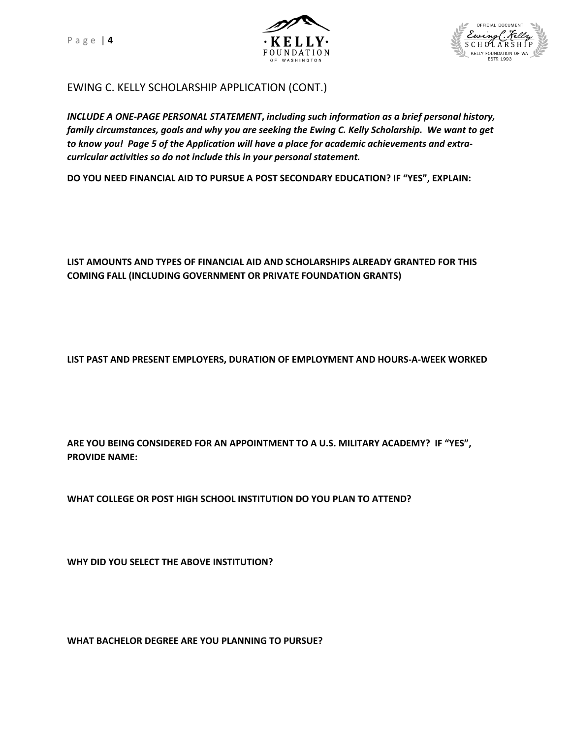## EWING C. KELLY SCHOLARSHIP APPLICATION (CONT.)

***INCLUDE A ONE-PAGE PERSONAL STATEMENT**, including such information as a brief personal history, family circumstances, goals and why you are seeking the Ewing C. Kelly Scholarship. We want to get to know you! Page 5 of the Application will have a place for academic achievements and extra-curricular activities so do not include this in your personal statement.*

**DO YOU NEED FINANCIAL AID TO PURSUE A POST SECONDARY EDUCATION? IF "YES", EXPLAIN:**

**LIST AMOUNTS AND TYPES OF FINANCIAL AID AND SCHOLARSHIPS ALREADY GRANTED FOR THIS COMING FALL (INCLUDING GOVERNMENT OR PRIVATE FOUNDATION GRANTS)**

**LIST PAST AND PRESENT EMPLOYERS, DURATION OF EMPLOYMENT AND HOURS-A-WEEK WORKED**

**ARE YOU BEING CONSIDERED FOR AN APPOINTMENT TO A U.S. MILITARY ACADEMY? IF "YES", PROVIDE NAME:**

**WHAT COLLEGE OR POST HIGH SCHOOL INSTITUTION DO YOU PLAN TO ATTEND?**

**WHY DID YOU SELECT THE ABOVE INSTITUTION?**

**WHAT BACHELOR DEGREE ARE YOU PLANNING TO PURSUE?**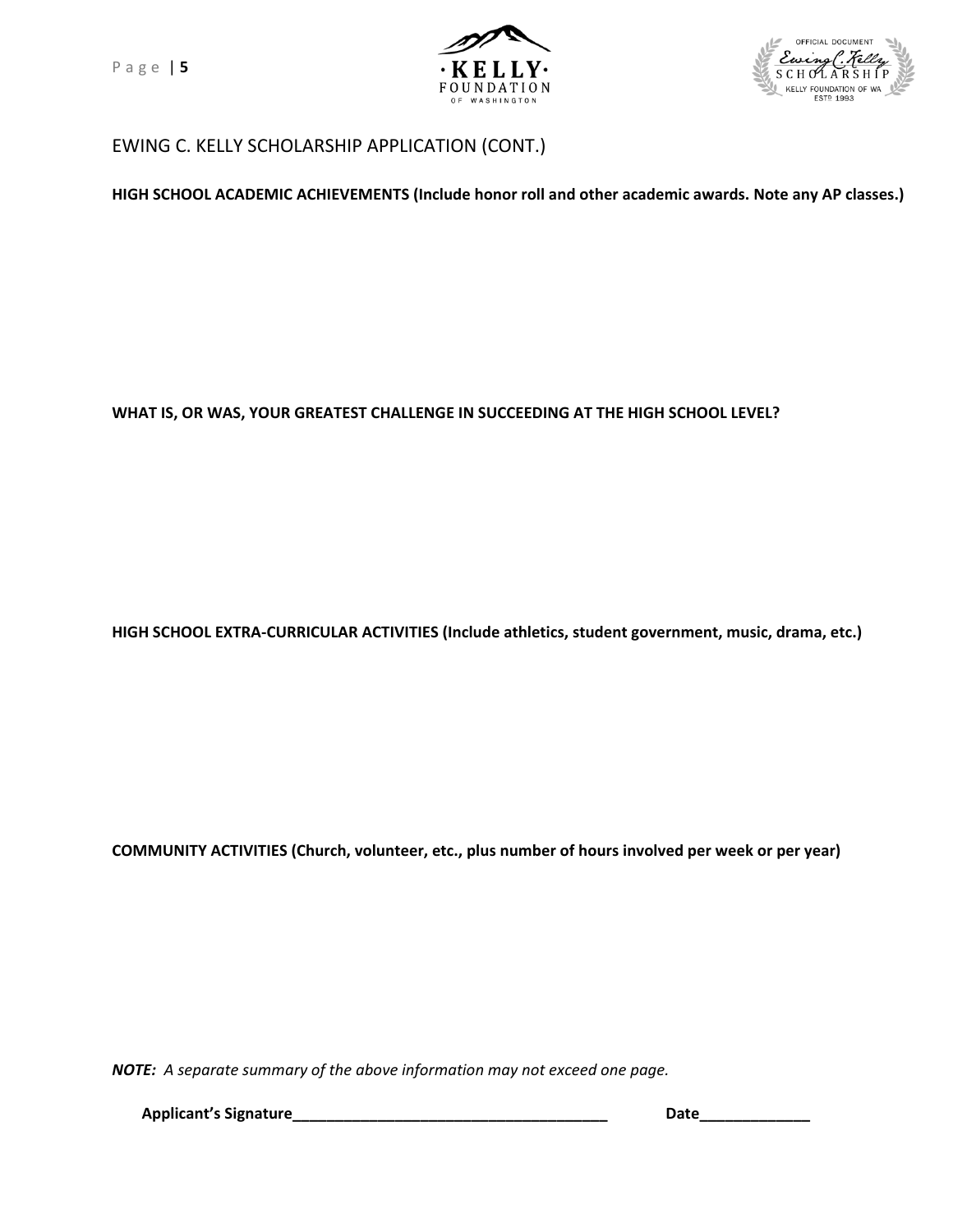## EWING C. KELLY SCHOLARSHIP APPLICATION (CONT.)

**HIGH SCHOOL ACADEMIC ACHIEVEMENTS (Include honor roll and other academic awards. Note any AP classes.)**

**WHAT IS, OR WAS, YOUR GREATEST CHALLENGE IN SUCCEEDING AT THE HIGH SCHOOL LEVEL?**

**HIGH SCHOOL EXTRA-CURRICULAR ACTIVITIES (Include athletics, student government, music, drama, etc.)**

**COMMUNITY ACTIVITIES (Church, volunteer, etc., plus number of hours involved per week or per year)**

***NOTE:*** *A separate summary of the above information may not exceed one page.*

**Applicant's Signature_______________________________________** **Date_____________**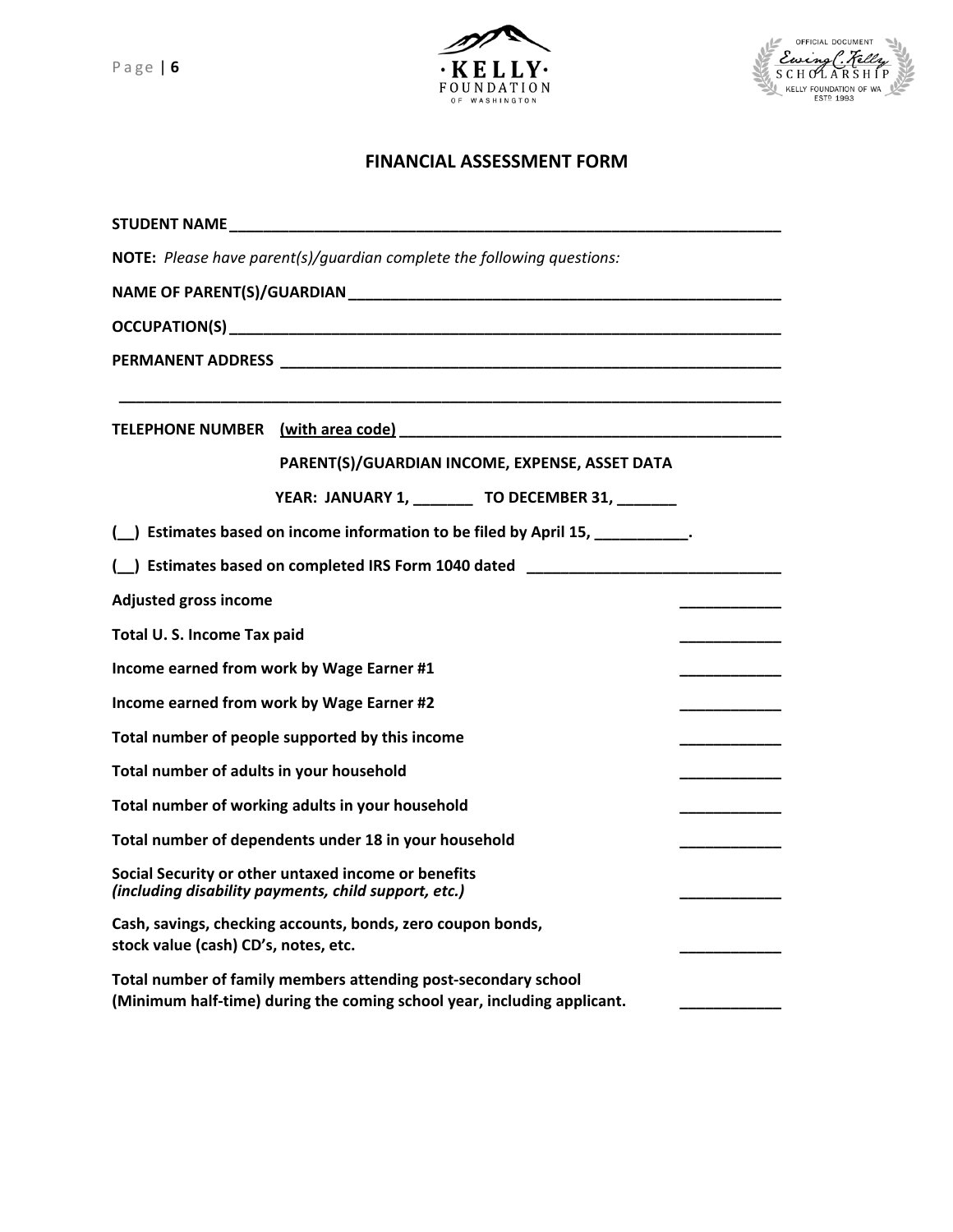## FINANCIAL ASSESSMENT FORM

**STUDENT NAME** ____________________________________________________________

**NOTE:** *Please have parent(s)/guardian complete the following questions:*

**NAME OF PARENT(S)/GUARDIAN** ______________________________________________

**OCCUPATION(S)** _____________________________________________________________

**PERMANENT ADDRESS** _________________________________________________________

______________________________________________________________________________

**TELEPHONE NUMBER** **(with area code)** ______________________________________

**PARENT(S)/GUARDIAN INCOME, EXPENSE, ASSET DATA**

**YEAR: JANUARY 1, _______ TO DECEMBER 31, _______**

**(__) Estimates based on income information to be filed by April 15, ___________.**

**(__) Estimates based on completed IRS Form 1040 dated** ___________________________

| | |
|---|---|
| **Adjusted gross income** | ____________ |
| **Total U. S. Income Tax paid** | ____________ |
| **Income earned from work by Wage Earner #1** | ____________ |
| **Income earned from work by Wage Earner #2** | ____________ |
| **Total number of people supported by this income** | ____________ |
| **Total number of adults in your household** | ____________ |
| **Total number of working adults in your household** | ____________ |
| **Total number of dependents under 18 in your household** | ____________ |
| **Social Security or other untaxed income or benefits** ***(including disability payments, child support, etc.)*** | ____________ |
| **Cash, savings, checking accounts, bonds, zero coupon bonds, stock value (cash) CD's, notes, etc.** | ____________ |
| **Total number of family members attending post-secondary school (Minimum half-time) during the coming school year, including applicant.** | ____________ |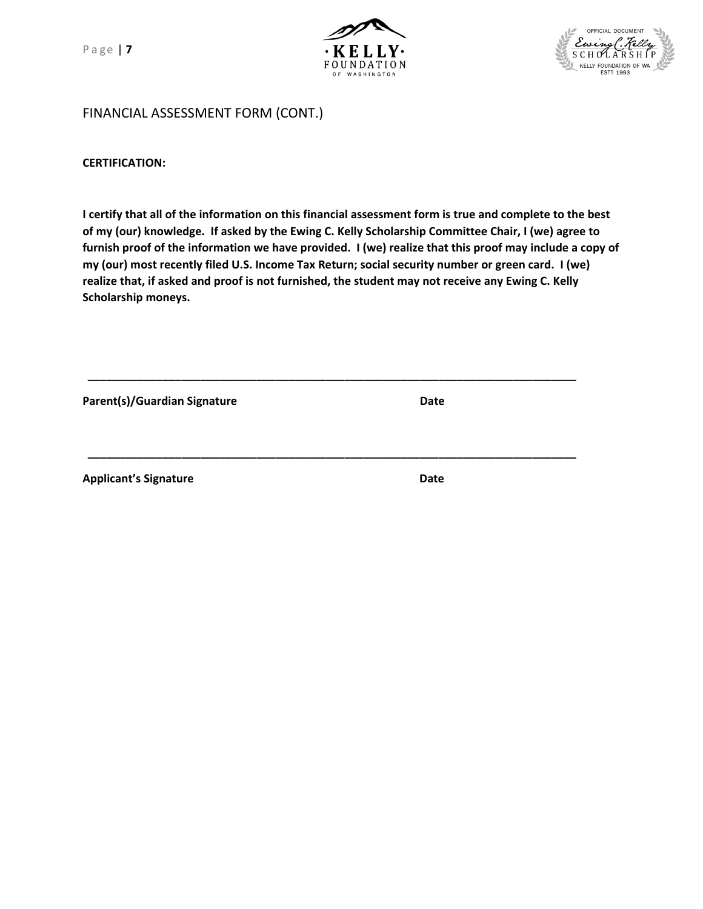## FINANCIAL ASSESSMENT FORM (CONT.)

**CERTIFICATION:**

**I certify that all of the information on this financial assessment form is true and complete to the best of my (our) knowledge. If asked by the Ewing C. Kelly Scholarship Committee Chair, I (we) agree to furnish proof of the information we have provided. I (we) realize that this proof may include a copy of my (our) most recently filed U.S. Income Tax Return; social security number or green card. I (we) realize that, if asked and proof is not furnished, the student may not receive any Ewing C. Kelly Scholarship moneys.**

\_\_\_\_\_\_\_\_\_\_\_\_\_\_\_\_\_\_\_\_\_\_\_\_\_\_\_\_\_\_\_\_\_\_\_\_\_\_\_\_\_\_\_\_\_\_\_\_\_\_\_\_\_\_\_\_\_\_\_\_\_\_\_\_\_\_\_\_\_\_

**Parent(s)/Guardian Signature** **Date**

\_\_\_\_\_\_\_\_\_\_\_\_\_\_\_\_\_\_\_\_\_\_\_\_\_\_\_\_\_\_\_\_\_\_\_\_\_\_\_\_\_\_\_\_\_\_\_\_\_\_\_\_\_\_\_\_\_\_\_\_\_\_\_\_\_\_\_\_\_\_

**Applicant's Signature** **Date**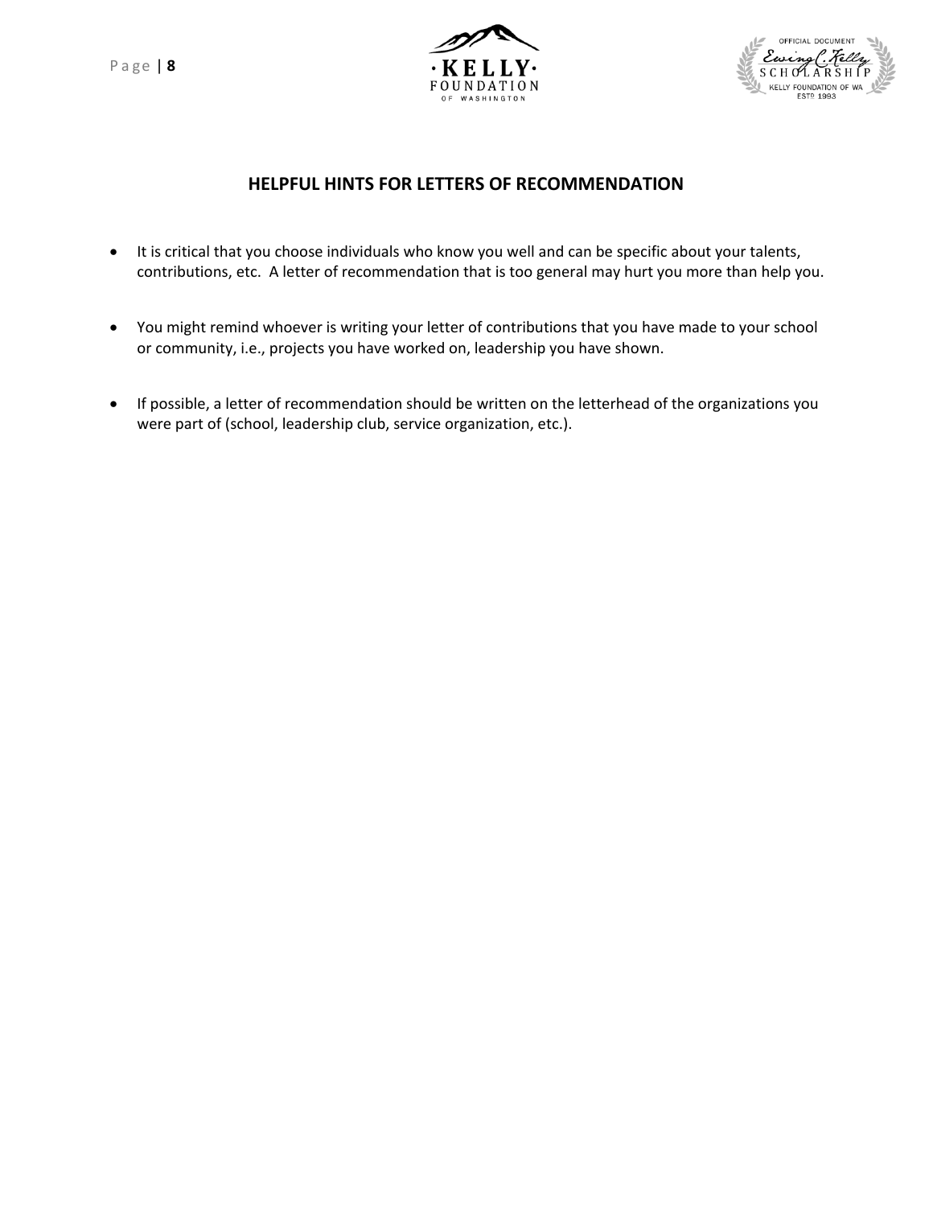## HELPFUL HINTS FOR LETTERS OF RECOMMENDATION

- It is critical that you choose individuals who know you well and can be specific about your talents, contributions, etc. A letter of recommendation that is too general may hurt you more than help you.

- You might remind whoever is writing your letter of contributions that you have made to your school or community, i.e., projects you have worked on, leadership you have shown.

- If possible, a letter of recommendation should be written on the letterhead of the organizations you were part of (school, leadership club, service organization, etc.).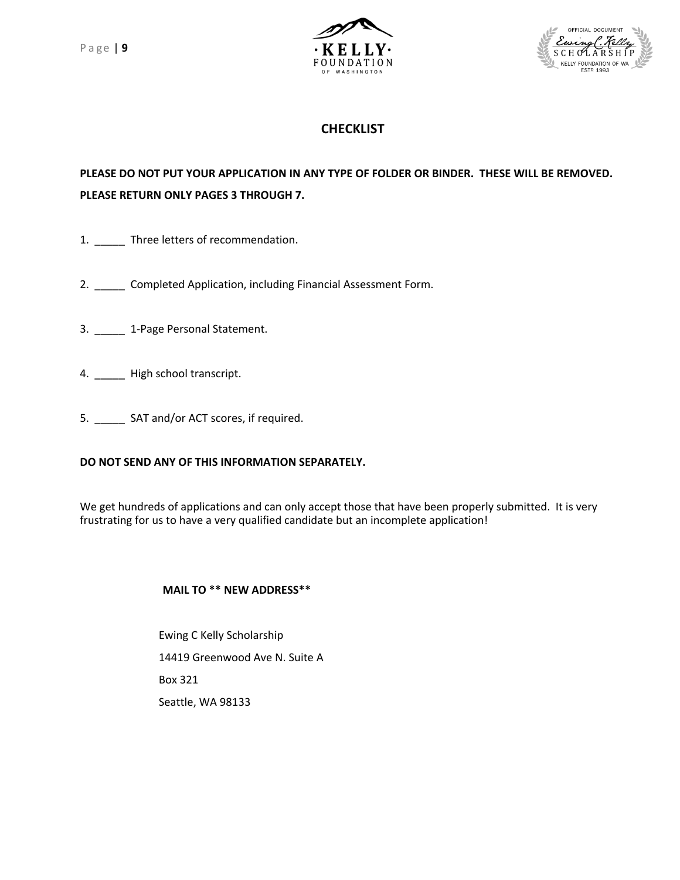## CHECKLIST

**PLEASE DO NOT PUT YOUR APPLICATION IN ANY TYPE OF FOLDER OR BINDER. THESE WILL BE REMOVED.**

**PLEASE RETURN ONLY PAGES 3 THROUGH 7.**

1. _____ Three letters of recommendation.

2. _____ Completed Application, including Financial Assessment Form.

3. _____ 1-Page Personal Statement.

4. _____ High school transcript.

5. _____ SAT and/or ACT scores, if required.

**DO NOT SEND ANY OF THIS INFORMATION SEPARATELY.**

We get hundreds of applications and can only accept those that have been properly submitted. It is very frustrating for us to have a very qualified candidate but an incomplete application!

**MAIL TO ** NEW ADDRESS****

Ewing C Kelly Scholarship

14419 Greenwood Ave N. Suite A

Box 321

Seattle, WA 98133